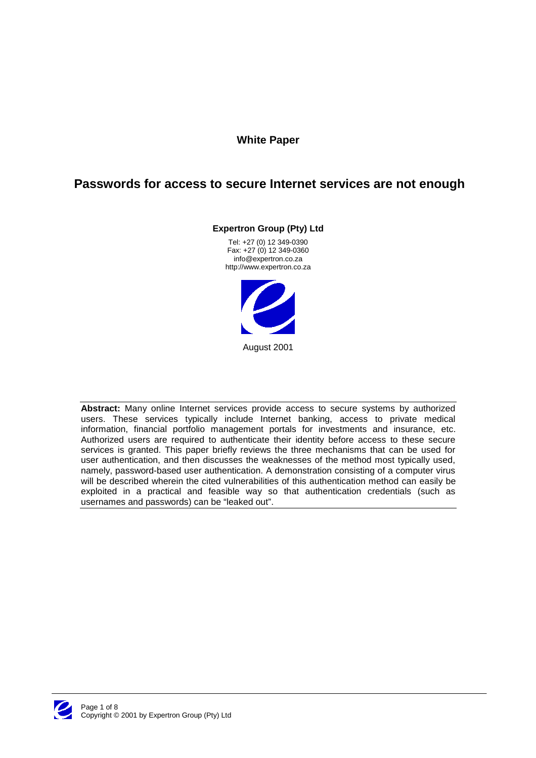**White Paper**

# Passwords for access to secure Internet services are not enough

**Expertron Group (Pty) Ltd**

Tel: +27 (0) 12 349-0390
Fax: +27 (0) 12 349-0360
info@expertron.co.za
http://www.expertron.co.za

August 2001

---

**Abstract:** Many online Internet services provide access to secure systems by authorized users. These services typically include Internet banking, access to private medical information, financial portfolio management portals for investments and insurance, etc. Authorized users are required to authenticate their identity before access to these secure services is granted. This paper briefly reviews the three mechanisms that can be used for user authentication, and then discusses the weaknesses of the method most typically used, namely, password-based user authentication. A demonstration consisting of a computer virus will be described wherein the cited vulnerabilities of this authentication method can easily be exploited in a practical and feasible way so that authentication credentials (such as usernames and passwords) can be "leaked out".

---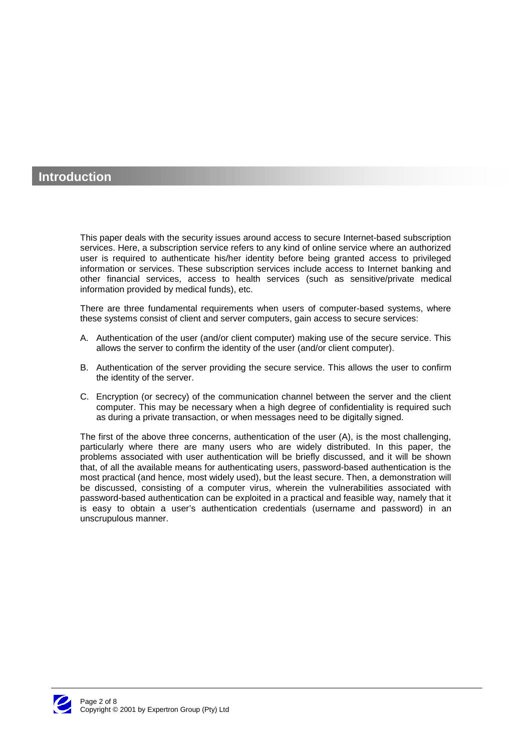## Introduction

This paper deals with the security issues around access to secure Internet-based subscription services. Here, a subscription service refers to any kind of online service where an authorized user is required to authenticate his/her identity before being granted access to privileged information or services. These subscription services include access to Internet banking and other financial services, access to health services (such as sensitive/private medical information provided by medical funds), etc.

There are three fundamental requirements when users of computer-based systems, where these systems consist of client and server computers, gain access to secure services:

A. Authentication of the user (and/or client computer) making use of the secure service. This allows the server to confirm the identity of the user (and/or client computer).

B. Authentication of the server providing the secure service. This allows the user to confirm the identity of the server.

C. Encryption (or secrecy) of the communication channel between the server and the client computer. This may be necessary when a high degree of confidentiality is required such as during a private transaction, or when messages need to be digitally signed.

The first of the above three concerns, authentication of the user (A), is the most challenging, particularly where there are many users who are widely distributed. In this paper, the problems associated with user authentication will be briefly discussed, and it will be shown that, of all the available means for authenticating users, password-based authentication is the most practical (and hence, most widely used), but the least secure. Then, a demonstration will be discussed, consisting of a computer virus, wherein the vulnerabilities associated with password-based authentication can be exploited in a practical and feasible way, namely that it is easy to obtain a user's authentication credentials (username and password) in an unscrupulous manner.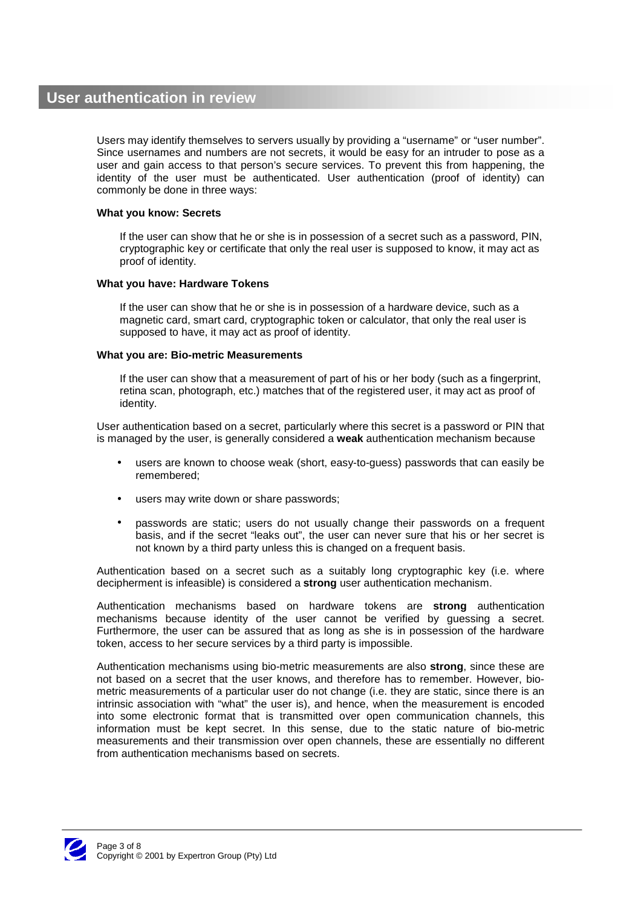# User authentication in review

Users may identify themselves to servers usually by providing a "username" or "user number". Since usernames and numbers are not secrets, it would be easy for an intruder to pose as a user and gain access to that person's secure services. To prevent this from happening, the identity of the user must be authenticated. User authentication (proof of identity) can commonly be done in three ways:

**What you know: Secrets**

If the user can show that he or she is in possession of a secret such as a password, PIN, cryptographic key or certificate that only the real user is supposed to know, it may act as proof of identity.

**What you have: Hardware Tokens**

If the user can show that he or she is in possession of a hardware device, such as a magnetic card, smart card, cryptographic token or calculator, that only the real user is supposed to have, it may act as proof of identity.

**What you are: Bio-metric Measurements**

If the user can show that a measurement of part of his or her body (such as a fingerprint, retina scan, photograph, etc.) matches that of the registered user, it may act as proof of identity.

User authentication based on a secret, particularly where this secret is a password or PIN that is managed by the user, is generally considered a **weak** authentication mechanism because

- users are known to choose weak (short, easy-to-guess) passwords that can easily be remembered;
- users may write down or share passwords;
- passwords are static; users do not usually change their passwords on a frequent basis, and if the secret "leaks out", the user can never sure that his or her secret is not known by a third party unless this is changed on a frequent basis.

Authentication based on a secret such as a suitably long cryptographic key (i.e. where decipherment is infeasible) is considered a **strong** user authentication mechanism.

Authentication mechanisms based on hardware tokens are **strong** authentication mechanisms because identity of the user cannot be verified by guessing a secret. Furthermore, the user can be assured that as long as she is in possession of the hardware token, access to her secure services by a third party is impossible.

Authentication mechanisms using bio-metric measurements are also **strong**, since these are not based on a secret that the user knows, and therefore has to remember. However, bio-metric measurements of a particular user do not change (i.e. they are static, since there is an intrinsic association with "what" the user is), and hence, when the measurement is encoded into some electronic format that is transmitted over open communication channels, this information must be kept secret. In this sense, due to the static nature of bio-metric measurements and their transmission over open channels, these are essentially no different from authentication mechanisms based on secrets.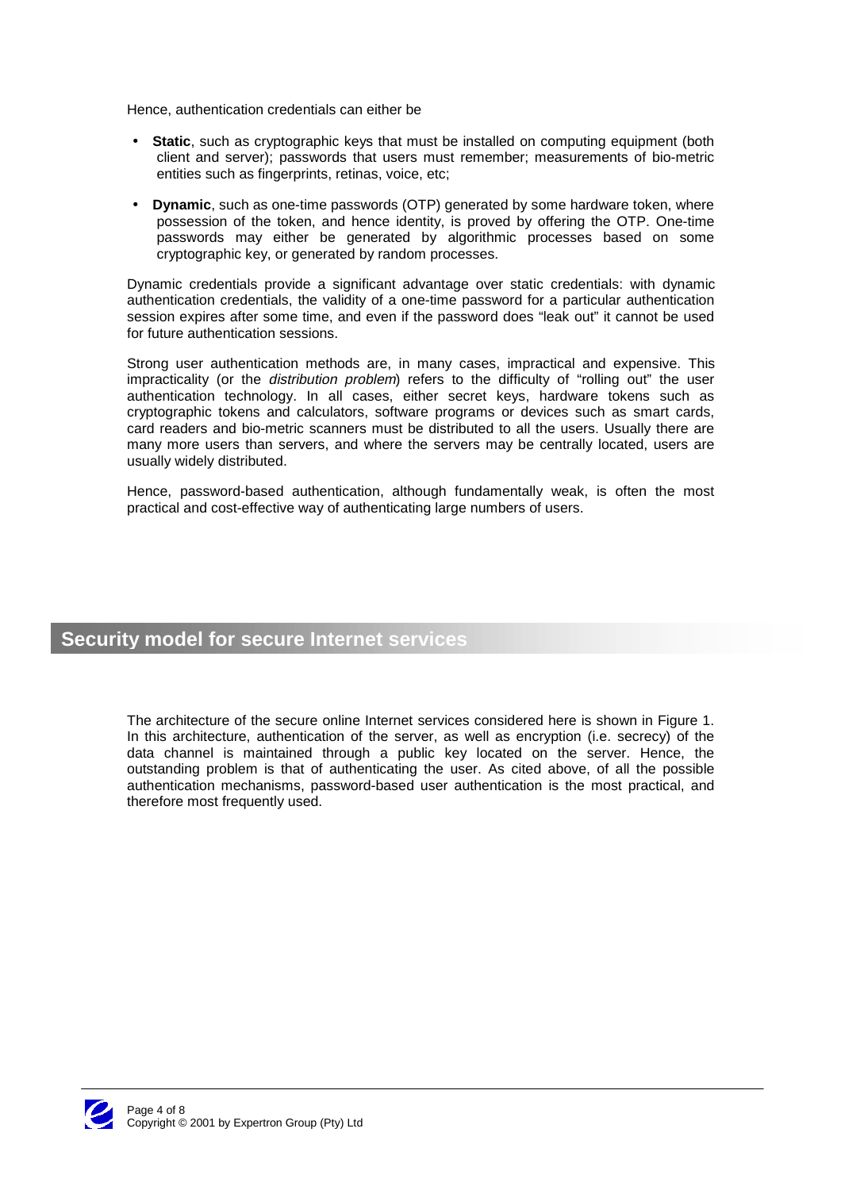Hence, authentication credentials can either be

- **Static**, such as cryptographic keys that must be installed on computing equipment (both client and server); passwords that users must remember; measurements of bio-metric entities such as fingerprints, retinas, voice, etc;
- **Dynamic**, such as one-time passwords (OTP) generated by some hardware token, where possession of the token, and hence identity, is proved by offering the OTP. One-time passwords may either be generated by algorithmic processes based on some cryptographic key, or generated by random processes.

Dynamic credentials provide a significant advantage over static credentials: with dynamic authentication credentials, the validity of a one-time password for a particular authentication session expires after some time, and even if the password does "leak out" it cannot be used for future authentication sessions.

Strong user authentication methods are, in many cases, impractical and expensive. This impracticality (or the *distribution problem*) refers to the difficulty of "rolling out" the user authentication technology. In all cases, either secret keys, hardware tokens such as cryptographic tokens and calculators, software programs or devices such as smart cards, card readers and bio-metric scanners must be distributed to all the users. Usually there are many more users than servers, and where the servers may be centrally located, users are usually widely distributed.

Hence, password-based authentication, although fundamentally weak, is often the most practical and cost-effective way of authenticating large numbers of users.

## Security model for secure Internet services

The architecture of the secure online Internet services considered here is shown in Figure 1. In this architecture, authentication of the server, as well as encryption (i.e. secrecy) of the data channel is maintained through a public key located on the server. Hence, the outstanding problem is that of authenticating the user. As cited above, of all the possible authentication mechanisms, password-based user authentication is the most practical, and therefore most frequently used.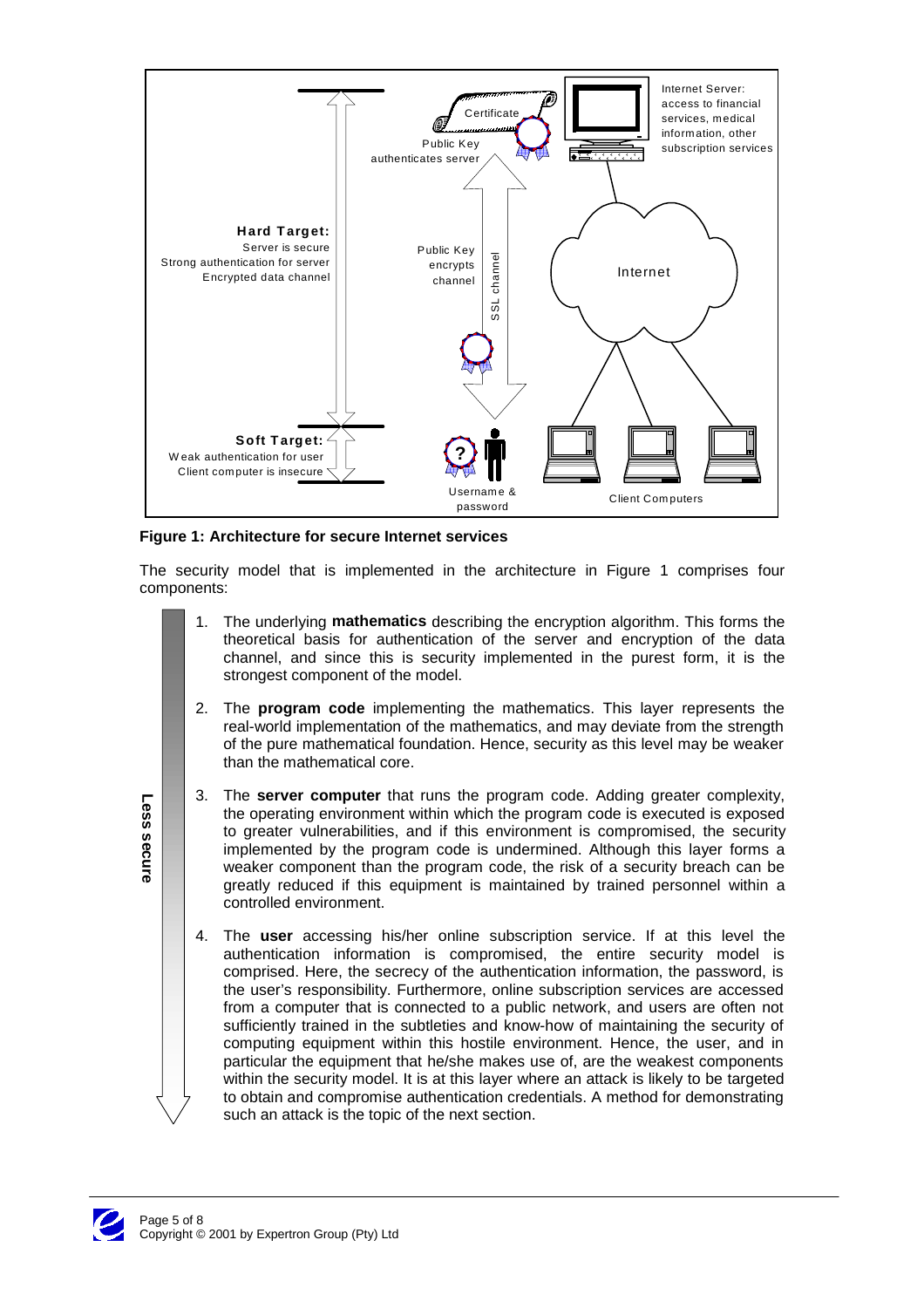**Figure 1: Architecture for secure Internet services**

The security model that is implemented in the architecture in Figure 1 comprises four components:

1. The underlying **mathematics** describing the encryption algorithm. This forms the theoretical basis for authentication of the server and encryption of the data channel, and since this is security implemented in the purest form, it is the strongest component of the model.

2. The **program code** implementing the mathematics. This layer represents the real-world implementation of the mathematics, and may deviate from the strength of the pure mathematical foundation. Hence, security as this level may be weaker than the mathematical core.

3. The **server computer** that runs the program code. Adding greater complexity, the operating environment within which the program code is executed is exposed to greater vulnerabilities, and if this environment is compromised, the security implemented by the program code is undermined. Although this layer forms a weaker component than the program code, the risk of a security breach can be greatly reduced if this equipment is maintained by trained personnel within a controlled environment.

4. The **user** accessing his/her online subscription service. If at this level the authentication information is compromised, the entire security model is comprised. Here, the secrecy of the authentication information, the password, is the user's responsibility. Furthermore, online subscription services are accessed from a computer that is connected to a public network, and users are often not sufficiently trained in the subtleties and know-how of maintaining the security of computing equipment within this hostile environment. Hence, the user, and in particular the equipment that he/she makes use of, are the weakest components within the security model. It is at this layer where an attack is likely to be targeted to obtain and compromise authentication credentials. A method for demonstrating such an attack is the topic of the next section.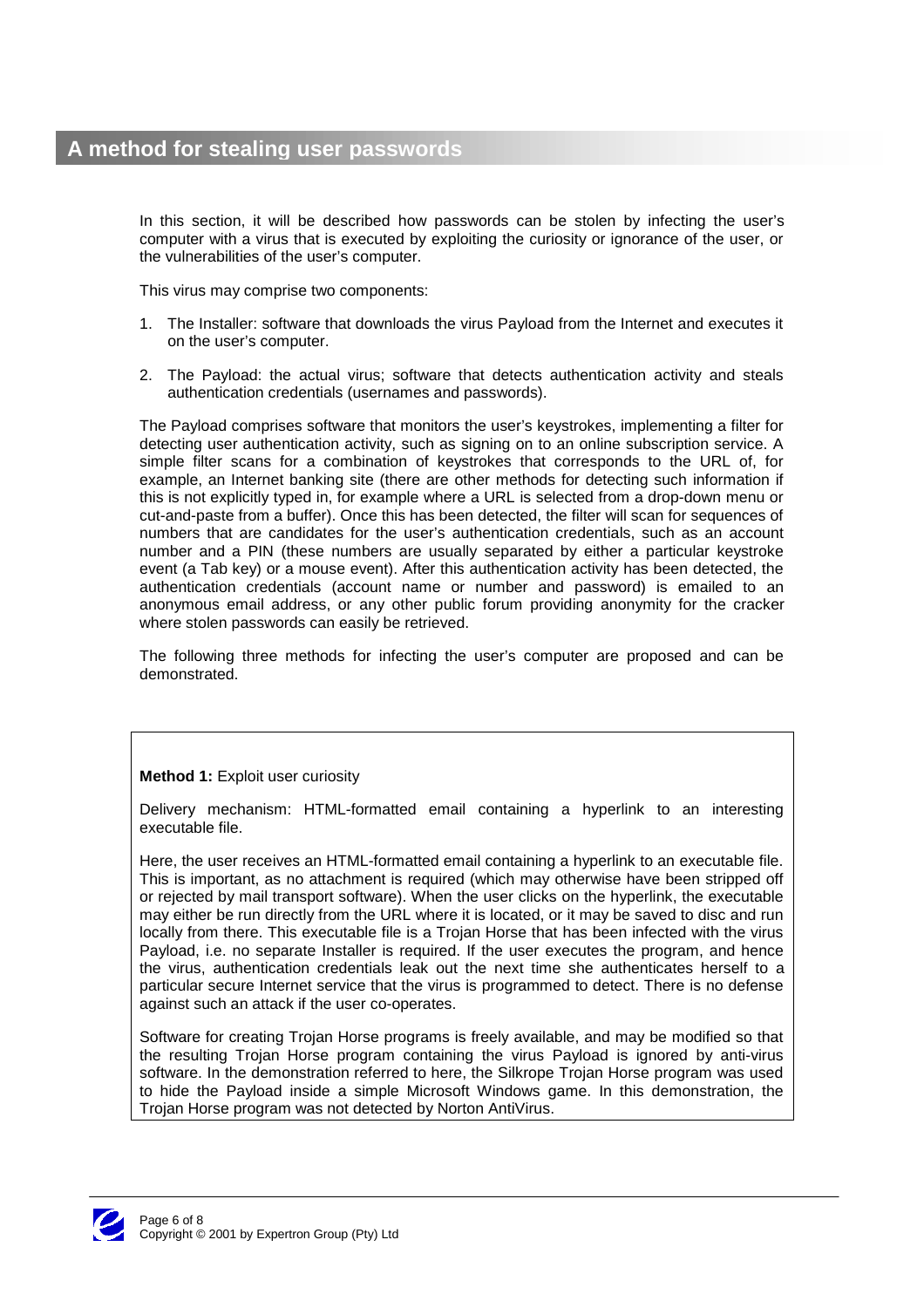# A method for stealing user passwords

In this section, it will be described how passwords can be stolen by infecting the user's computer with a virus that is executed by exploiting the curiosity or ignorance of the user, or the vulnerabilities of the user's computer.

This virus may comprise two components:

1. The Installer: software that downloads the virus Payload from the Internet and executes it on the user's computer.

2. The Payload: the actual virus; software that detects authentication activity and steals authentication credentials (usernames and passwords).

The Payload comprises software that monitors the user's keystrokes, implementing a filter for detecting user authentication activity, such as signing on to an online subscription service. A simple filter scans for a combination of keystrokes that corresponds to the URL of, for example, an Internet banking site (there are other methods for detecting such information if this is not explicitly typed in, for example where a URL is selected from a drop-down menu or cut-and-paste from a buffer). Once this has been detected, the filter will scan for sequences of numbers that are candidates for the user's authentication credentials, such as an account number and a PIN (these numbers are usually separated by either a particular keystroke event (a Tab key) or a mouse event). After this authentication activity has been detected, the authentication credentials (account name or number and password) is emailed to an anonymous email address, or any other public forum providing anonymity for the cracker where stolen passwords can easily be retrieved.

The following three methods for infecting the user's computer are proposed and can be demonstrated.

**Method 1:** Exploit user curiosity

Delivery mechanism: HTML-formatted email containing a hyperlink to an interesting executable file.

Here, the user receives an HTML-formatted email containing a hyperlink to an executable file. This is important, as no attachment is required (which may otherwise have been stripped off or rejected by mail transport software). When the user clicks on the hyperlink, the executable may either be run directly from the URL where it is located, or it may be saved to disc and run locally from there. This executable file is a Trojan Horse that has been infected with the virus Payload, i.e. no separate Installer is required. If the user executes the program, and hence the virus, authentication credentials leak out the next time she authenticates herself to a particular secure Internet service that the virus is programmed to detect. There is no defense against such an attack if the user co-operates.

Software for creating Trojan Horse programs is freely available, and may be modified so that the resulting Trojan Horse program containing the virus Payload is ignored by anti-virus software. In the demonstration referred to here, the Silkrope Trojan Horse program was used to hide the Payload inside a simple Microsoft Windows game. In this demonstration, the Trojan Horse program was not detected by Norton AntiVirus.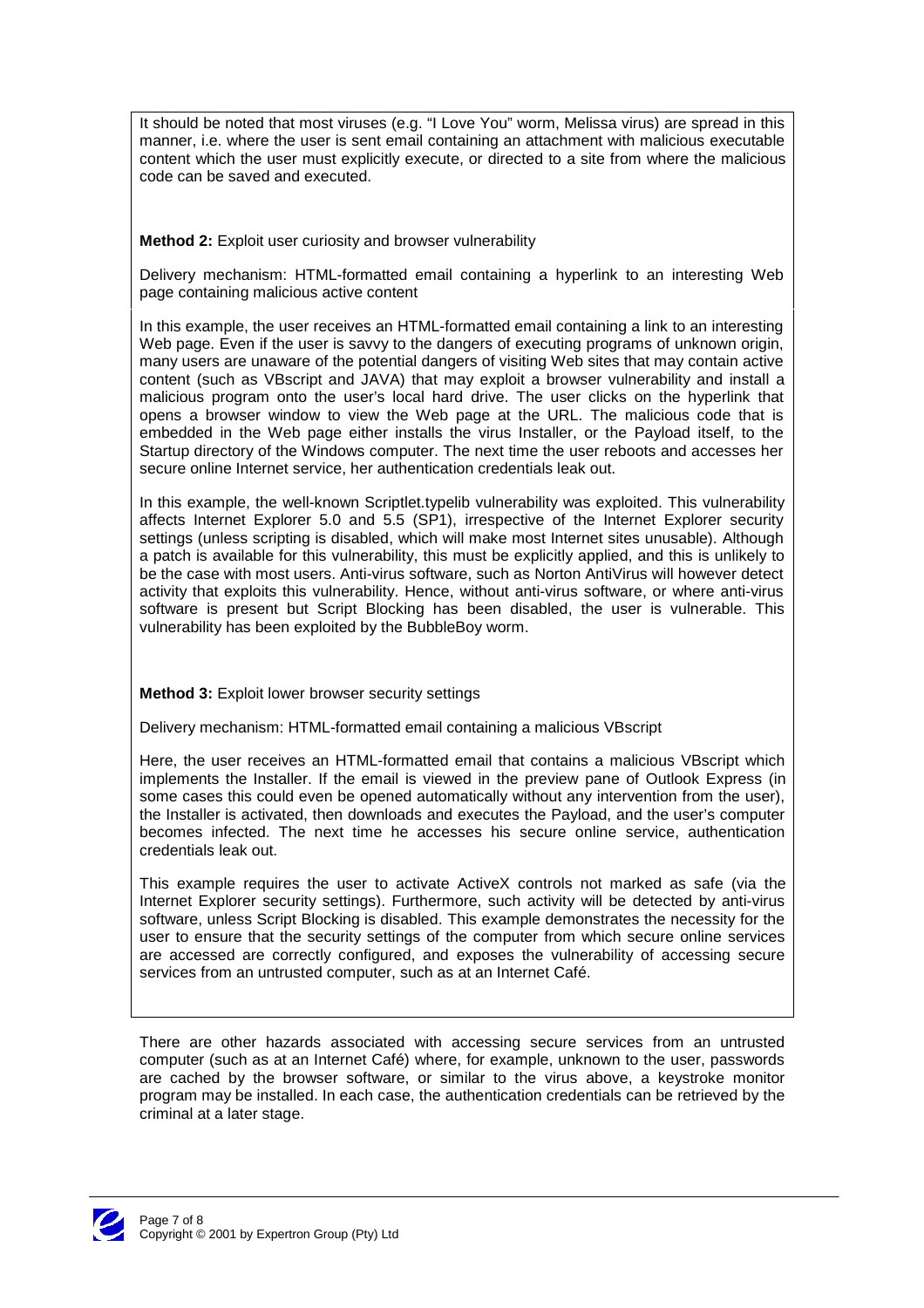It should be noted that most viruses (e.g. "I Love You" worm, Melissa virus) are spread in this manner, i.e. where the user is sent email containing an attachment with malicious executable content which the user must explicitly execute, or directed to a site from where the malicious code can be saved and executed.

**Method 2:** Exploit user curiosity and browser vulnerability

Delivery mechanism: HTML-formatted email containing a hyperlink to an interesting Web page containing malicious active content

In this example, the user receives an HTML-formatted email containing a link to an interesting Web page. Even if the user is savvy to the dangers of executing programs of unknown origin, many users are unaware of the potential dangers of visiting Web sites that may contain active content (such as VBscript and JAVA) that may exploit a browser vulnerability and install a malicious program onto the user's local hard drive. The user clicks on the hyperlink that opens a browser window to view the Web page at the URL. The malicious code that is embedded in the Web page either installs the virus Installer, or the Payload itself, to the Startup directory of the Windows computer. The next time the user reboots and accesses her secure online Internet service, her authentication credentials leak out.

In this example, the well-known Scriptlet.typelib vulnerability was exploited. This vulnerability affects Internet Explorer 5.0 and 5.5 (SP1), irrespective of the Internet Explorer security settings (unless scripting is disabled, which will make most Internet sites unusable). Although a patch is available for this vulnerability, this must be explicitly applied, and this is unlikely to be the case with most users. Anti-virus software, such as Norton AntiVirus will however detect activity that exploits this vulnerability. Hence, without anti-virus software, or where anti-virus software is present but Script Blocking has been disabled, the user is vulnerable. This vulnerability has been exploited by the BubbleBoy worm.

**Method 3:** Exploit lower browser security settings

Delivery mechanism: HTML-formatted email containing a malicious VBscript

Here, the user receives an HTML-formatted email that contains a malicious VBscript which implements the Installer. If the email is viewed in the preview pane of Outlook Express (in some cases this could even be opened automatically without any intervention from the user), the Installer is activated, then downloads and executes the Payload, and the user's computer becomes infected. The next time he accesses his secure online service, authentication credentials leak out.

This example requires the user to activate ActiveX controls not marked as safe (via the Internet Explorer security settings). Furthermore, such activity will be detected by anti-virus software, unless Script Blocking is disabled. This example demonstrates the necessity for the user to ensure that the security settings of the computer from which secure online services are accessed are correctly configured, and exposes the vulnerability of accessing secure services from an untrusted computer, such as at an Internet Café.

There are other hazards associated with accessing secure services from an untrusted computer (such as at an Internet Café) where, for example, unknown to the user, passwords are cached by the browser software, or similar to the virus above, a keystroke monitor program may be installed. In each case, the authentication credentials can be retrieved by the criminal at a later stage.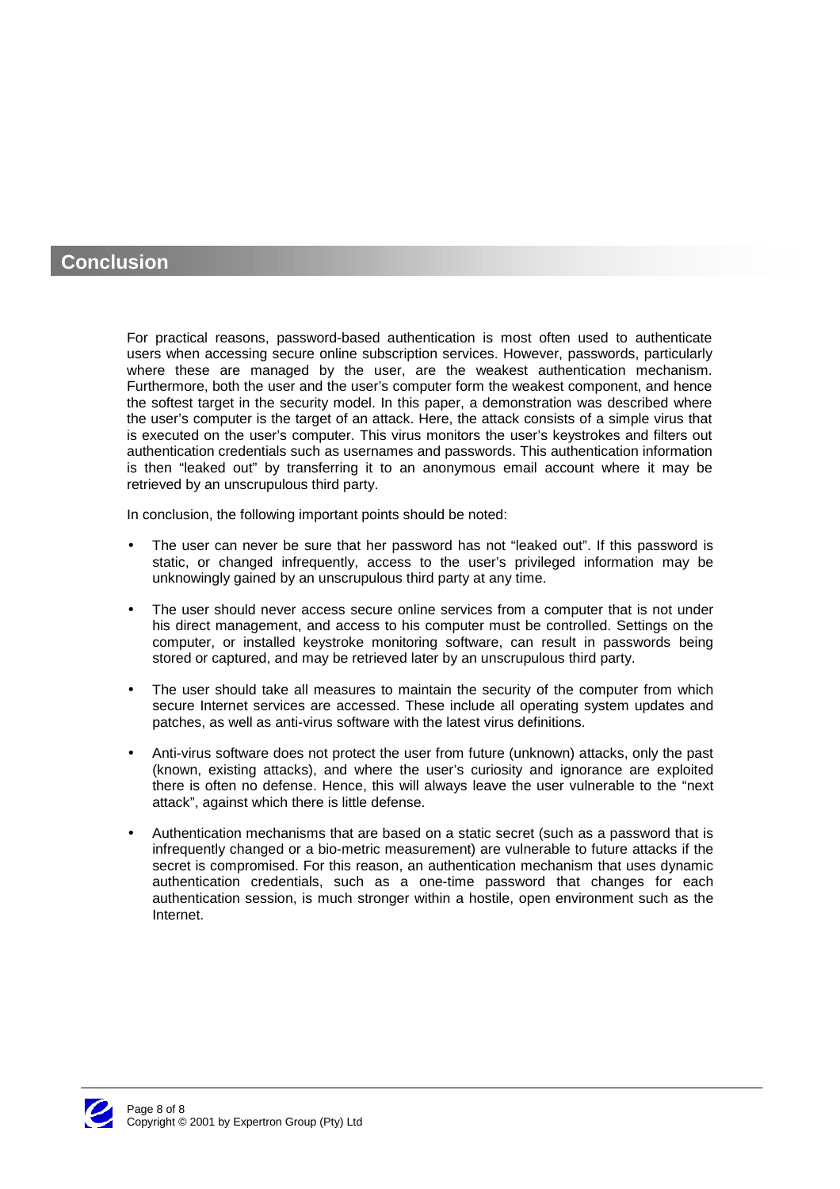# Conclusion

For practical reasons, password-based authentication is most often used to authenticate users when accessing secure online subscription services. However, passwords, particularly where these are managed by the user, are the weakest authentication mechanism. Furthermore, both the user and the user's computer form the weakest component, and hence the softest target in the security model. In this paper, a demonstration was described where the user's computer is the target of an attack. Here, the attack consists of a simple virus that is executed on the user's computer. This virus monitors the user's keystrokes and filters out authentication credentials such as usernames and passwords. This authentication information is then "leaked out" by transferring it to an anonymous email account where it may be retrieved by an unscrupulous third party.

In conclusion, the following important points should be noted:

- The user can never be sure that her password has not "leaked out". If this password is static, or changed infrequently, access to the user's privileged information may be unknowingly gained by an unscrupulous third party at any time.
- The user should never access secure online services from a computer that is not under his direct management, and access to his computer must be controlled. Settings on the computer, or installed keystroke monitoring software, can result in passwords being stored or captured, and may be retrieved later by an unscrupulous third party.
- The user should take all measures to maintain the security of the computer from which secure Internet services are accessed. These include all operating system updates and patches, as well as anti-virus software with the latest virus definitions.
- Anti-virus software does not protect the user from future (unknown) attacks, only the past (known, existing attacks), and where the user's curiosity and ignorance are exploited there is often no defense. Hence, this will always leave the user vulnerable to the "next attack", against which there is little defense.
- Authentication mechanisms that are based on a static secret (such as a password that is infrequently changed or a bio-metric measurement) are vulnerable to future attacks if the secret is compromised. For this reason, an authentication mechanism that uses dynamic authentication credentials, such as a one-time password that changes for each authentication session, is much stronger within a hostile, open environment such as the Internet.

Copyright © 2001 by Expertron Group (Pty) Ltd